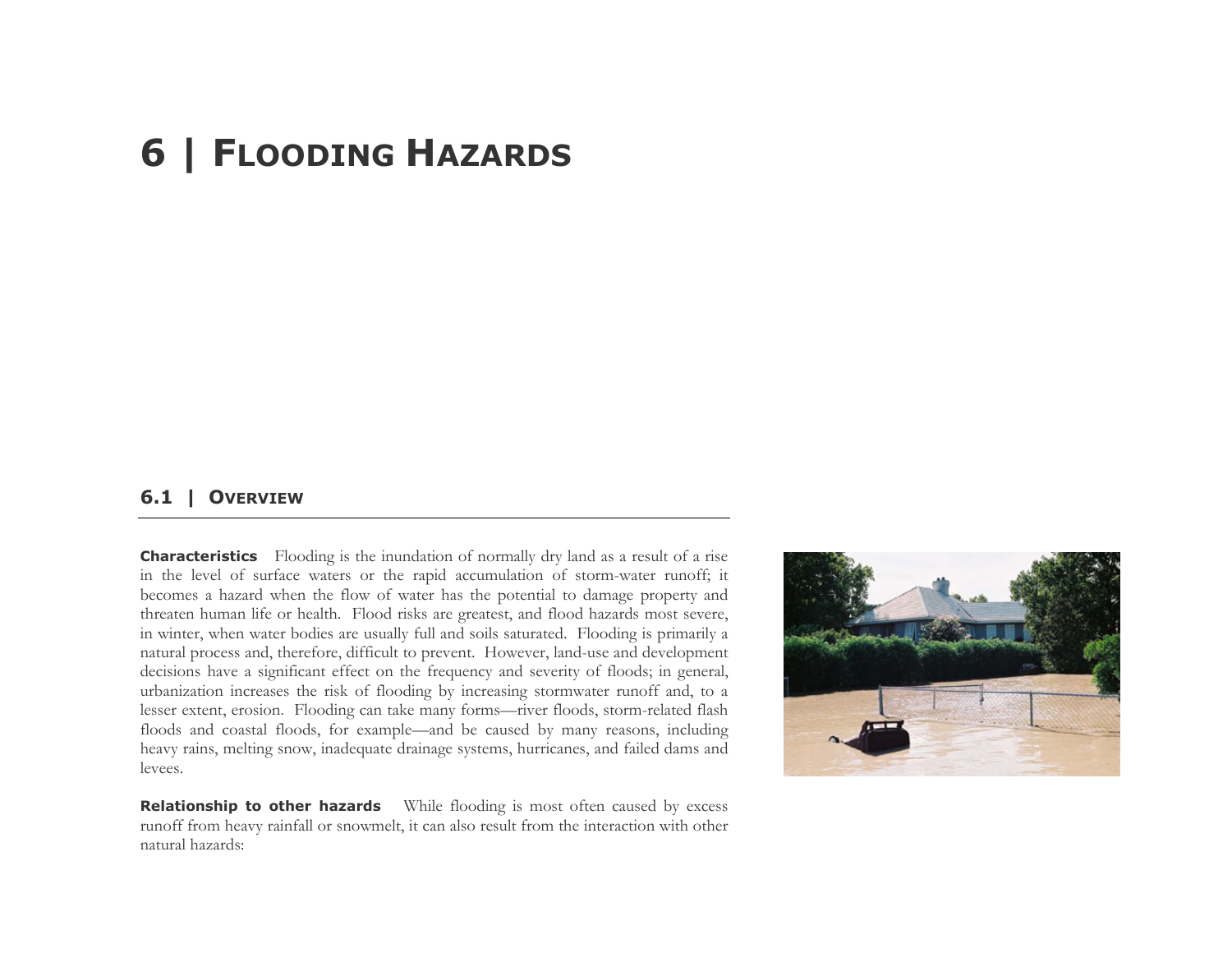# 6 | Flooding Hazards

## 6.1 | Overview

**Characteristics** Flooding is the inundation of normally dry land as a result of a rise in the level of surface waters or the rapid accumulation of storm-water runoff; it becomes a hazard when the flow of water has the potential to damage property and threaten human life or health. Flood risks are greatest, and flood hazards most severe, in winter, when water bodies are usually full and soils saturated. Flooding is primarily a natural process and, therefore, difficult to prevent. However, land-use and development decisions have a significant effect on the frequency and severity of floods; in general, urbanization increases the risk of flooding by increasing stormwater runoff and, to a lesser extent, erosion. Flooding can take many forms—river floods, storm-related flash floods and coastal floods, for example—and be caused by many reasons, including heavy rains, melting snow, inadequate drainage systems, hurricanes, and failed dams and levees.

**Relationship to other hazards** While flooding is most often caused by excess runoff from heavy rainfall or snowmelt, it can also result from the interaction with other natural hazards: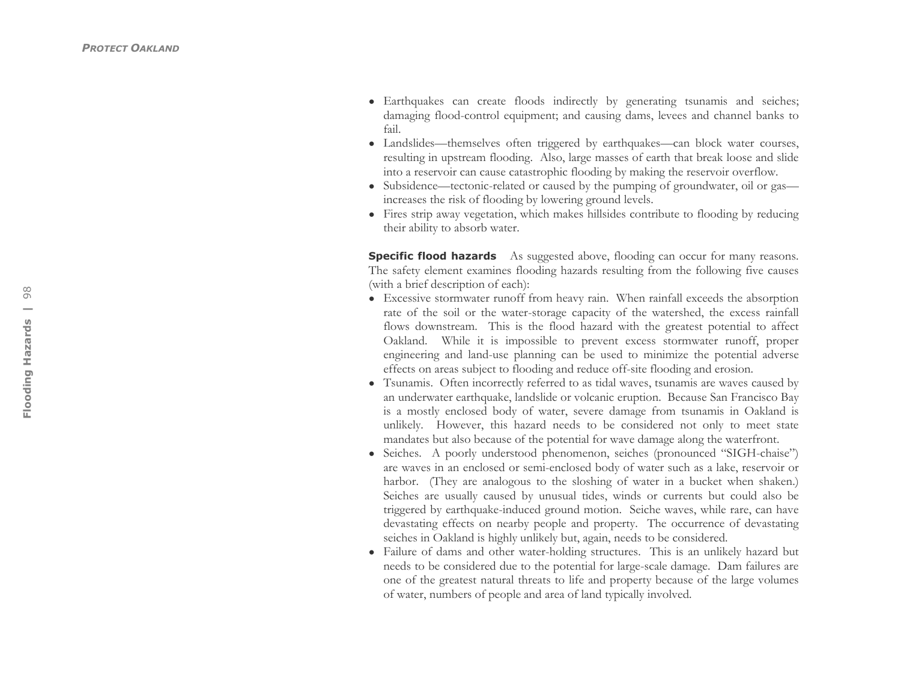- Earthquakes can create floods indirectly by generating tsunamis and seiches; damaging flood-control equipment; and causing dams, levees and channel banks to fail.
- Landslides—themselves often triggered by earthquakes—can block water courses, resulting in upstream flooding. Also, large masses of earth that break loose and slide into a reservoir can cause catastrophic flooding by making the reservoir overflow.
- Subsidence—tectonic-related or caused by the pumping of groundwater, oil or gas—increases the risk of flooding by lowering ground levels.
- Fires strip away vegetation, which makes hillsides contribute to flooding by reducing their ability to absorb water.

**Specific flood hazards** As suggested above, flooding can occur for many reasons. The safety element examines flooding hazards resulting from the following five causes (with a brief description of each):

- Excessive stormwater runoff from heavy rain. When rainfall exceeds the absorption rate of the soil or the water-storage capacity of the watershed, the excess rainfall flows downstream. This is the flood hazard with the greatest potential to affect Oakland. While it is impossible to prevent excess stormwater runoff, proper engineering and land-use planning can be used to minimize the potential adverse effects on areas subject to flooding and reduce off-site flooding and erosion.
- Tsunamis. Often incorrectly referred to as tidal waves, tsunamis are waves caused by an underwater earthquake, landslide or volcanic eruption. Because San Francisco Bay is a mostly enclosed body of water, severe damage from tsunamis in Oakland is unlikely. However, this hazard needs to be considered not only to meet state mandates but also because of the potential for wave damage along the waterfront.
- Seiches. A poorly understood phenomenon, seiches (pronounced "SIGH-chaise") are waves in an enclosed or semi-enclosed body of water such as a lake, reservoir or harbor. (They are analogous to the sloshing of water in a bucket when shaken.) Seiches are usually caused by unusual tides, winds or currents but could also be triggered by earthquake-induced ground motion. Seiche waves, while rare, can have devastating effects on nearby people and property. The occurrence of devastating seiches in Oakland is highly unlikely but, again, needs to be considered.
- Failure of dams and other water-holding structures. This is an unlikely hazard but needs to be considered due to the potential for large-scale damage. Dam failures are one of the greatest natural threats to life and property because of the large volumes of water, numbers of people and area of land typically involved.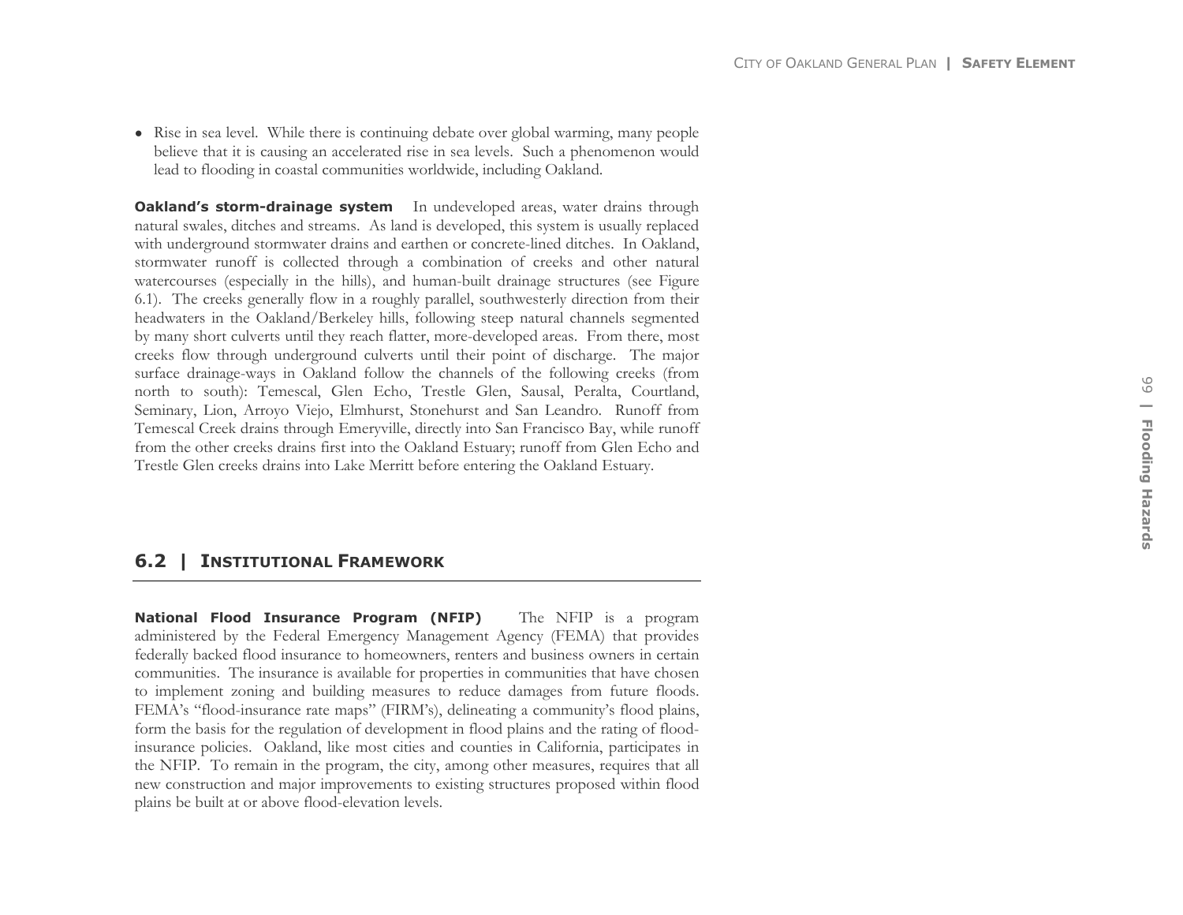- Rise in sea level. While there is continuing debate over global warming, many people believe that it is causing an accelerated rise in sea levels. Such a phenomenon would lead to flooding in coastal communities worldwide, including Oakland.

**Oakland's storm-drainage system** In undeveloped areas, water drains through natural swales, ditches and streams. As land is developed, this system is usually replaced with underground stormwater drains and earthen or concrete-lined ditches. In Oakland, stormwater runoff is collected through a combination of creeks and other natural watercourses (especially in the hills), and human-built drainage structures (see Figure 6.1). The creeks generally flow in a roughly parallel, southwesterly direction from their headwaters in the Oakland/Berkeley hills, following steep natural channels segmented by many short culverts until they reach flatter, more-developed areas. From there, most creeks flow through underground culverts until their point of discharge. The major surface drainage-ways in Oakland follow the channels of the following creeks (from north to south): Temescal, Glen Echo, Trestle Glen, Sausal, Peralta, Courtland, Seminary, Lion, Arroyo Viejo, Elmhurst, Stonehurst and San Leandro. Runoff from Temescal Creek drains through Emeryville, directly into San Francisco Bay, while runoff from the other creeks drains first into the Oakland Estuary; runoff from Glen Echo and Trestle Glen creeks drains into Lake Merritt before entering the Oakland Estuary.

## 6.2 | INSTITUTIONAL FRAMEWORK

**National Flood Insurance Program (NFIP)** The NFIP is a program administered by the Federal Emergency Management Agency (FEMA) that provides federally backed flood insurance to homeowners, renters and business owners in certain communities. The insurance is available for properties in communities that have chosen to implement zoning and building measures to reduce damages from future floods. FEMA's "flood-insurance rate maps" (FIRM's), delineating a community's flood plains, form the basis for the regulation of development in flood plains and the rating of flood-insurance policies. Oakland, like most cities and counties in California, participates in the NFIP. To remain in the program, the city, among other measures, requires that all new construction and major improvements to existing structures proposed within flood plains be built at or above flood-elevation levels.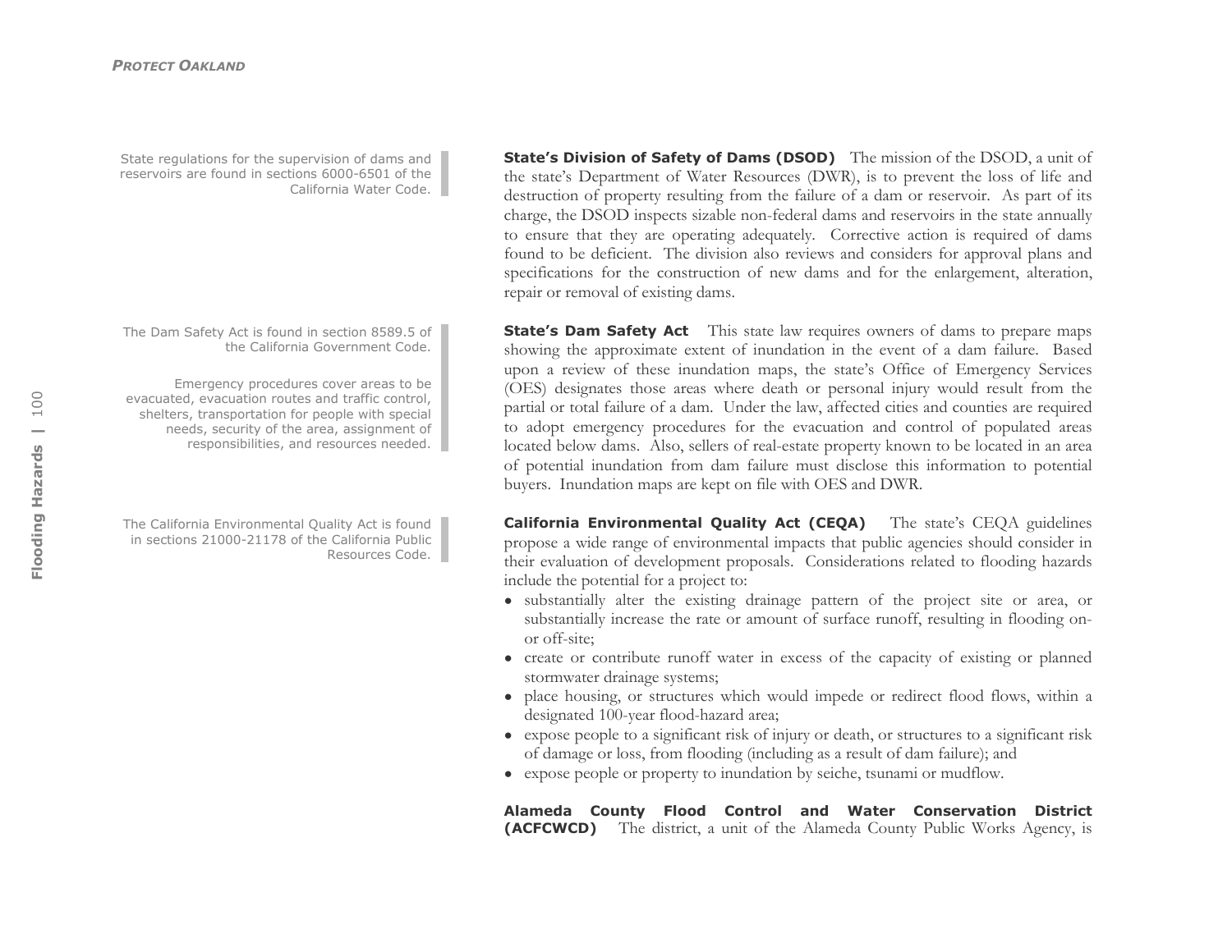State regulations for the supervision of dams and reservoirs are found in sections 6000-6501 of the California Water Code.

**State's Division of Safety of Dams (DSOD)** The mission of the DSOD, a unit of the state's Department of Water Resources (DWR), is to prevent the loss of life and destruction of property resulting from the failure of a dam or reservoir. As part of its charge, the DSOD inspects sizable non-federal dams and reservoirs in the state annually to ensure that they are operating adequately. Corrective action is required of dams found to be deficient. The division also reviews and considers for approval plans and specifications for the construction of new dams and for the enlargement, alteration, repair or removal of existing dams.

The Dam Safety Act is found in section 8589.5 of the California Government Code.

Emergency procedures cover areas to be evacuated, evacuation routes and traffic control, shelters, transportation for people with special needs, security of the area, assignment of responsibilities, and resources needed.

**State's Dam Safety Act** This state law requires owners of dams to prepare maps showing the approximate extent of inundation in the event of a dam failure. Based upon a review of these inundation maps, the state's Office of Emergency Services (OES) designates those areas where death or personal injury would result from the partial or total failure of a dam. Under the law, affected cities and counties are required to adopt emergency procedures for the evacuation and control of populated areas located below dams. Also, sellers of real-estate property known to be located in an area of potential inundation from dam failure must disclose this information to potential buyers. Inundation maps are kept on file with OES and DWR.

The California Environmental Quality Act is found in sections 21000-21178 of the California Public Resources Code.

**California Environmental Quality Act (CEQA)** The state's CEQA guidelines propose a wide range of environmental impacts that public agencies should consider in their evaluation of development proposals. Considerations related to flooding hazards include the potential for a project to:

- substantially alter the existing drainage pattern of the project site or area, or substantially increase the rate or amount of surface runoff, resulting in flooding on- or off-site;
- create or contribute runoff water in excess of the capacity of existing or planned stormwater drainage systems;
- place housing, or structures which would impede or redirect flood flows, within a designated 100-year flood-hazard area;
- expose people to a significant risk of injury or death, or structures to a significant risk of damage or loss, from flooding (including as a result of dam failure); and
- expose people or property to inundation by seiche, tsunami or mudflow.

**Alameda County Flood Control and Water Conservation District (ACFCWCD)** The district, a unit of the Alameda County Public Works Agency, is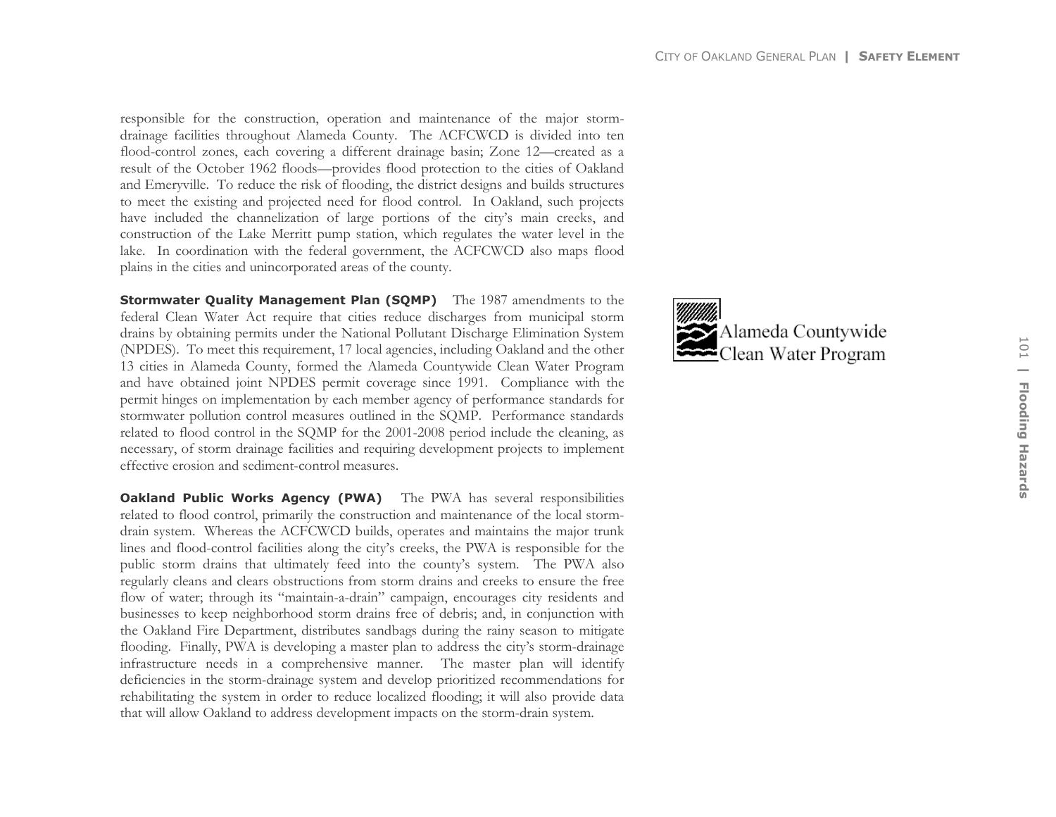responsible for the construction, operation and maintenance of the major storm-drainage facilities throughout Alameda County. The ACFCWCD is divided into ten flood-control zones, each covering a different drainage basin; Zone 12—created as a result of the October 1962 floods—provides flood protection to the cities of Oakland and Emeryville. To reduce the risk of flooding, the district designs and builds structures to meet the existing and projected need for flood control. In Oakland, such projects have included the channelization of large portions of the city's main creeks, and construction of the Lake Merritt pump station, which regulates the water level in the lake. In coordination with the federal government, the ACFCWCD also maps flood plains in the cities and unincorporated areas of the county.

**Stormwater Quality Management Plan (SQMP)** The 1987 amendments to the federal Clean Water Act require that cities reduce discharges from municipal storm drains by obtaining permits under the National Pollutant Discharge Elimination System (NPDES). To meet this requirement, 17 local agencies, including Oakland and the other 13 cities in Alameda County, formed the Alameda Countywide Clean Water Program and have obtained joint NPDES permit coverage since 1991. Compliance with the permit hinges on implementation by each member agency of performance standards for stormwater pollution control measures outlined in the SQMP. Performance standards related to flood control in the SQMP for the 2001-2008 period include the cleaning, as necessary, of storm drainage facilities and requiring development projects to implement effective erosion and sediment-control measures.

Alameda Countywide Clean Water Program

**Oakland Public Works Agency (PWA)** The PWA has several responsibilities related to flood control, primarily the construction and maintenance of the local storm-drain system. Whereas the ACFCWCD builds, operates and maintains the major trunk lines and flood-control facilities along the city's creeks, the PWA is responsible for the public storm drains that ultimately feed into the county's system. The PWA also regularly cleans and clears obstructions from storm drains and creeks to ensure the free flow of water; through its "maintain-a-drain" campaign, encourages city residents and businesses to keep neighborhood storm drains free of debris; and, in conjunction with the Oakland Fire Department, distributes sandbags during the rainy season to mitigate flooding. Finally, PWA is developing a master plan to address the city's storm-drainage infrastructure needs in a comprehensive manner. The master plan will identify deficiencies in the storm-drainage system and develop prioritized recommendations for rehabilitating the system in order to reduce localized flooding; it will also provide data that will allow Oakland to address development impacts on the storm-drain system.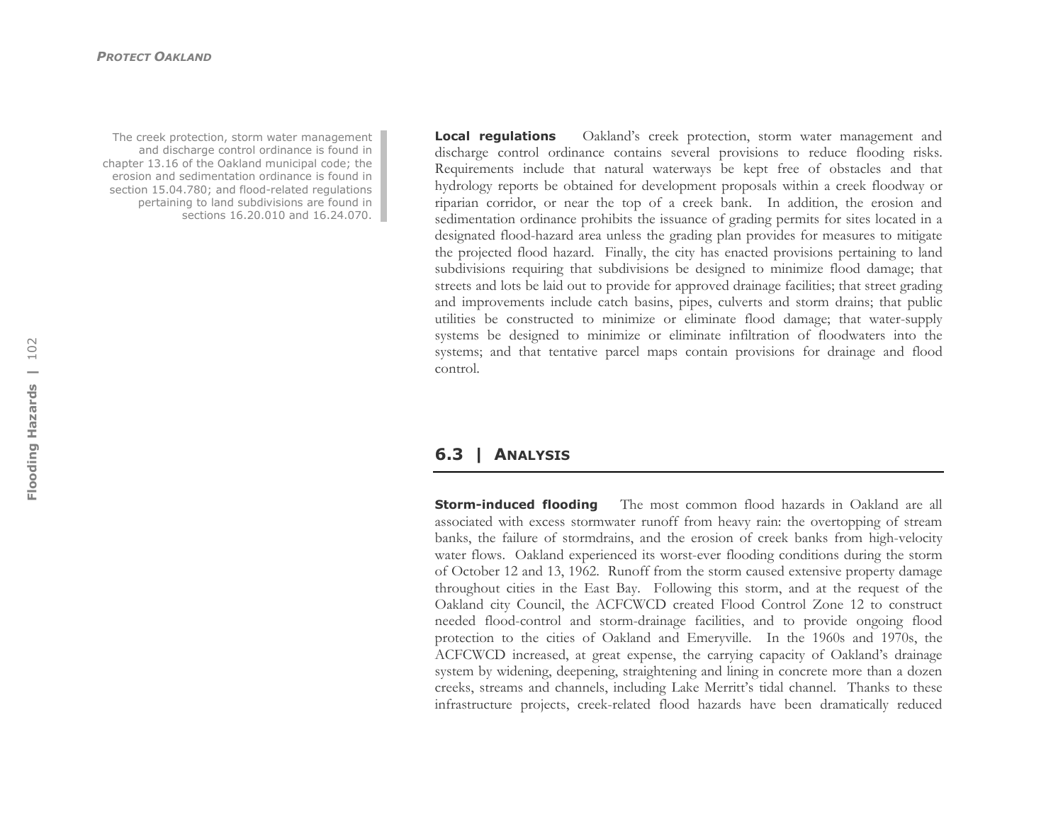The creek protection, storm water management and discharge control ordinance is found in chapter 13.16 of the Oakland municipal code; the erosion and sedimentation ordinance is found in section 15.04.780; and flood-related regulations pertaining to land subdivisions are found in sections 16.20.010 and 16.24.070.

**Local regulations** Oakland's creek protection, storm water management and discharge control ordinance contains several provisions to reduce flooding risks. Requirements include that natural waterways be kept free of obstacles and that hydrology reports be obtained for development proposals within a creek floodway or riparian corridor, or near the top of a creek bank. In addition, the erosion and sedimentation ordinance prohibits the issuance of grading permits for sites located in a designated flood-hazard area unless the grading plan provides for measures to mitigate the projected flood hazard. Finally, the city has enacted provisions pertaining to land subdivisions requiring that subdivisions be designed to minimize flood damage; that streets and lots be laid out to provide for approved drainage facilities; that street grading and improvements include catch basins, pipes, culverts and storm drains; that public utilities be constructed to minimize or eliminate flood damage; that water-supply systems be designed to minimize or eliminate infiltration of floodwaters into the systems; and that tentative parcel maps contain provisions for drainage and flood control.

## 6.3 | ANALYSIS

**Storm-induced flooding** The most common flood hazards in Oakland are all associated with excess stormwater runoff from heavy rain: the overtopping of stream banks, the failure of stormdrains, and the erosion of creek banks from high-velocity water flows. Oakland experienced its worst-ever flooding conditions during the storm of October 12 and 13, 1962. Runoff from the storm caused extensive property damage throughout cities in the East Bay. Following this storm, and at the request of the Oakland city Council, the ACFCWCD created Flood Control Zone 12 to construct needed flood-control and storm-drainage facilities, and to provide ongoing flood protection to the cities of Oakland and Emeryville. In the 1960s and 1970s, the ACFCWCD increased, at great expense, the carrying capacity of Oakland's drainage system by widening, deepening, straightening and lining in concrete more than a dozen creeks, streams and channels, including Lake Merritt's tidal channel. Thanks to these infrastructure projects, creek-related flood hazards have been dramatically reduced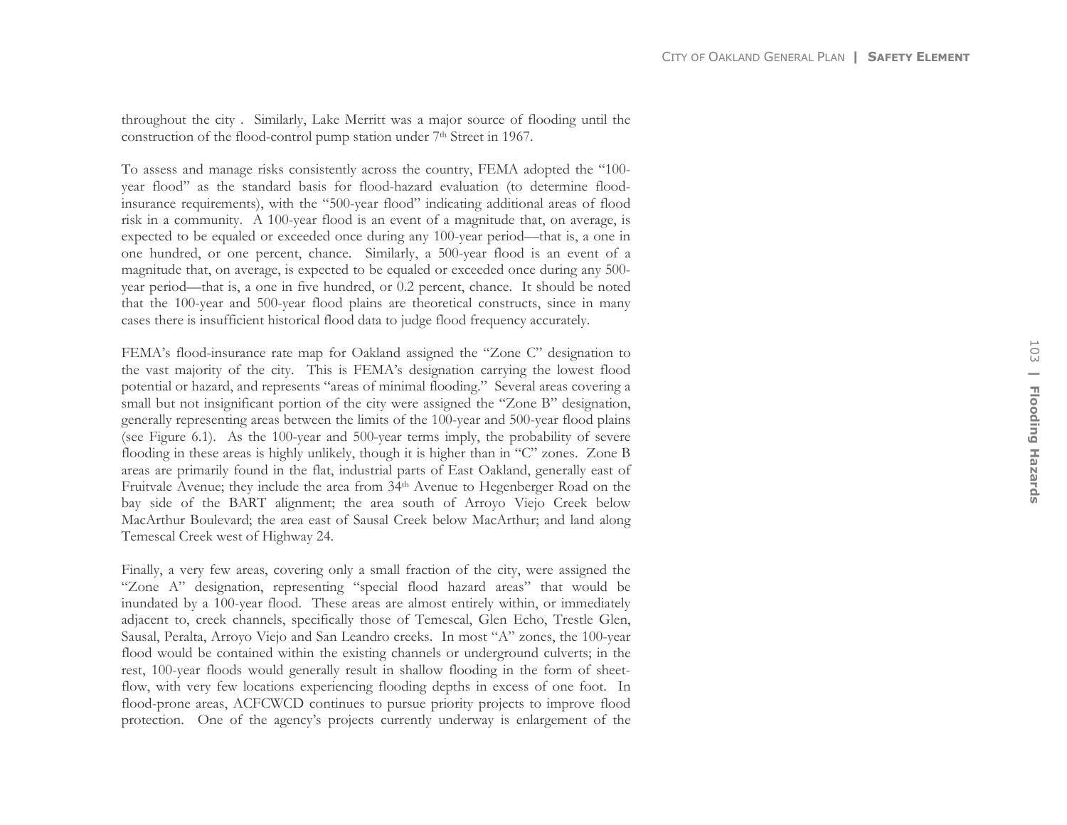throughout the city . Similarly, Lake Merritt was a major source of flooding until the construction of the flood-control pump station under 7th Street in 1967.

To assess and manage risks consistently across the country, FEMA adopted the "100-year flood" as the standard basis for flood-hazard evaluation (to determine flood-insurance requirements), with the "500-year flood" indicating additional areas of flood risk in a community. A 100-year flood is an event of a magnitude that, on average, is expected to be equaled or exceeded once during any 100-year period—that is, a one in one hundred, or one percent, chance. Similarly, a 500-year flood is an event of a magnitude that, on average, is expected to be equaled or exceeded once during any 500-year period—that is, a one in five hundred, or 0.2 percent, chance. It should be noted that the 100-year and 500-year flood plains are theoretical constructs, since in many cases there is insufficient historical flood data to judge flood frequency accurately.

FEMA's flood-insurance rate map for Oakland assigned the "Zone C" designation to the vast majority of the city. This is FEMA's designation carrying the lowest flood potential or hazard, and represents "areas of minimal flooding." Several areas covering a small but not insignificant portion of the city were assigned the "Zone B" designation, generally representing areas between the limits of the 100-year and 500-year flood plains (see Figure 6.1). As the 100-year and 500-year terms imply, the probability of severe flooding in these areas is highly unlikely, though it is higher than in "C" zones. Zone B areas are primarily found in the flat, industrial parts of East Oakland, generally east of Fruitvale Avenue; they include the area from 34th Avenue to Hegenberger Road on the bay side of the BART alignment; the area south of Arroyo Viejo Creek below MacArthur Boulevard; the area east of Sausal Creek below MacArthur; and land along Temescal Creek west of Highway 24.

Finally, a very few areas, covering only a small fraction of the city, were assigned the "Zone A" designation, representing "special flood hazard areas" that would be inundated by a 100-year flood. These areas are almost entirely within, or immediately adjacent to, creek channels, specifically those of Temescal, Glen Echo, Trestle Glen, Sausal, Peralta, Arroyo Viejo and San Leandro creeks. In most "A" zones, the 100-year flood would be contained within the existing channels or underground culverts; in the rest, 100-year floods would generally result in shallow flooding in the form of sheet-flow, with very few locations experiencing flooding depths in excess of one foot. In flood-prone areas, ACFCWCD continues to pursue priority projects to improve flood protection. One of the agency's projects currently underway is enlargement of the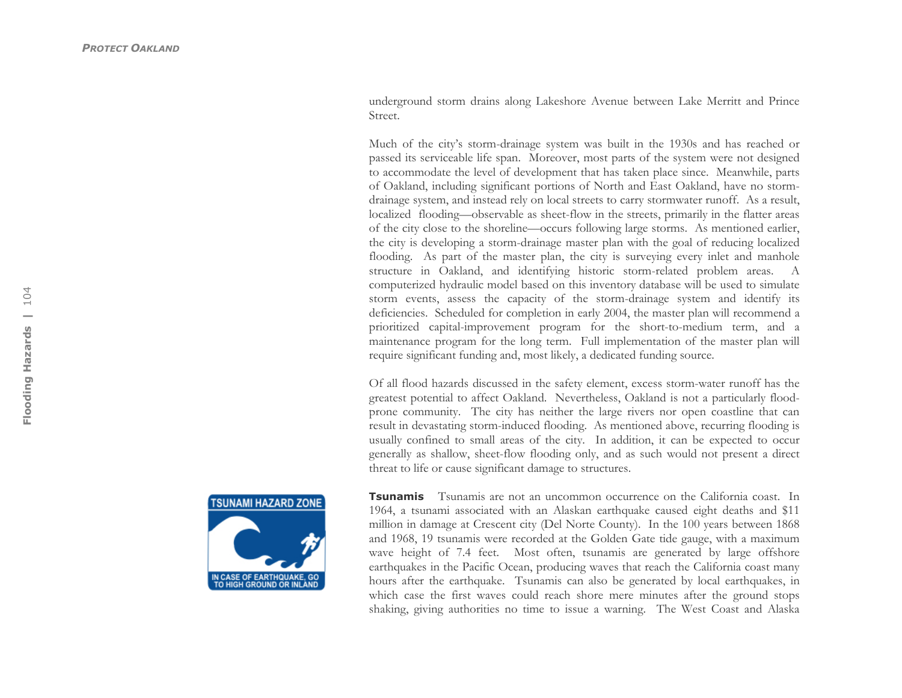underground storm drains along Lakeshore Avenue between Lake Merritt and Prince Street.

Much of the city's storm-drainage system was built in the 1930s and has reached or passed its serviceable life span. Moreover, most parts of the system were not designed to accommodate the level of development that has taken place since. Meanwhile, parts of Oakland, including significant portions of North and East Oakland, have no storm-drainage system, and instead rely on local streets to carry stormwater runoff. As a result, localized flooding—observable as sheet-flow in the streets, primarily in the flatter areas of the city close to the shoreline—occurs following large storms. As mentioned earlier, the city is developing a storm-drainage master plan with the goal of reducing localized flooding. As part of the master plan, the city is surveying every inlet and manhole structure in Oakland, and identifying historic storm-related problem areas. A computerized hydraulic model based on this inventory database will be used to simulate storm events, assess the capacity of the storm-drainage system and identify its deficiencies. Scheduled for completion in early 2004, the master plan will recommend a prioritized capital-improvement program for the short-to-medium term, and a maintenance program for the long term. Full implementation of the master plan will require significant funding and, most likely, a dedicated funding source.

Of all flood hazards discussed in the safety element, excess storm-water runoff has the greatest potential to affect Oakland. Nevertheless, Oakland is not a particularly flood-prone community. The city has neither the large rivers nor open coastline that can result in devastating storm-induced flooding. As mentioned above, recurring flooding is usually confined to small areas of the city. In addition, it can be expected to occur generally as shallow, sheet-flow flooding only, and as such would not present a direct threat to life or cause significant damage to structures.

TSUNAMI HAZARD ZONE

IN CASE OF EARTHQUAKE, GO TO HIGH GROUND OR INLAND

**Tsunamis** Tsunamis are not an uncommon occurrence on the California coast. In 1964, a tsunami associated with an Alaskan earthquake caused eight deaths and $11 million in damage at Crescent city (Del Norte County). In the 100 years between 1868 and 1968, 19 tsunamis were recorded at the Golden Gate tide gauge, with a maximum wave height of 7.4 feet. Most often, tsunamis are generated by large offshore earthquakes in the Pacific Ocean, producing waves that reach the California coast many hours after the earthquake. Tsunamis can also be generated by local earthquakes, in which case the first waves could reach shore mere minutes after the ground stops shaking, giving authorities no time to issue a warning. The West Coast and Alaska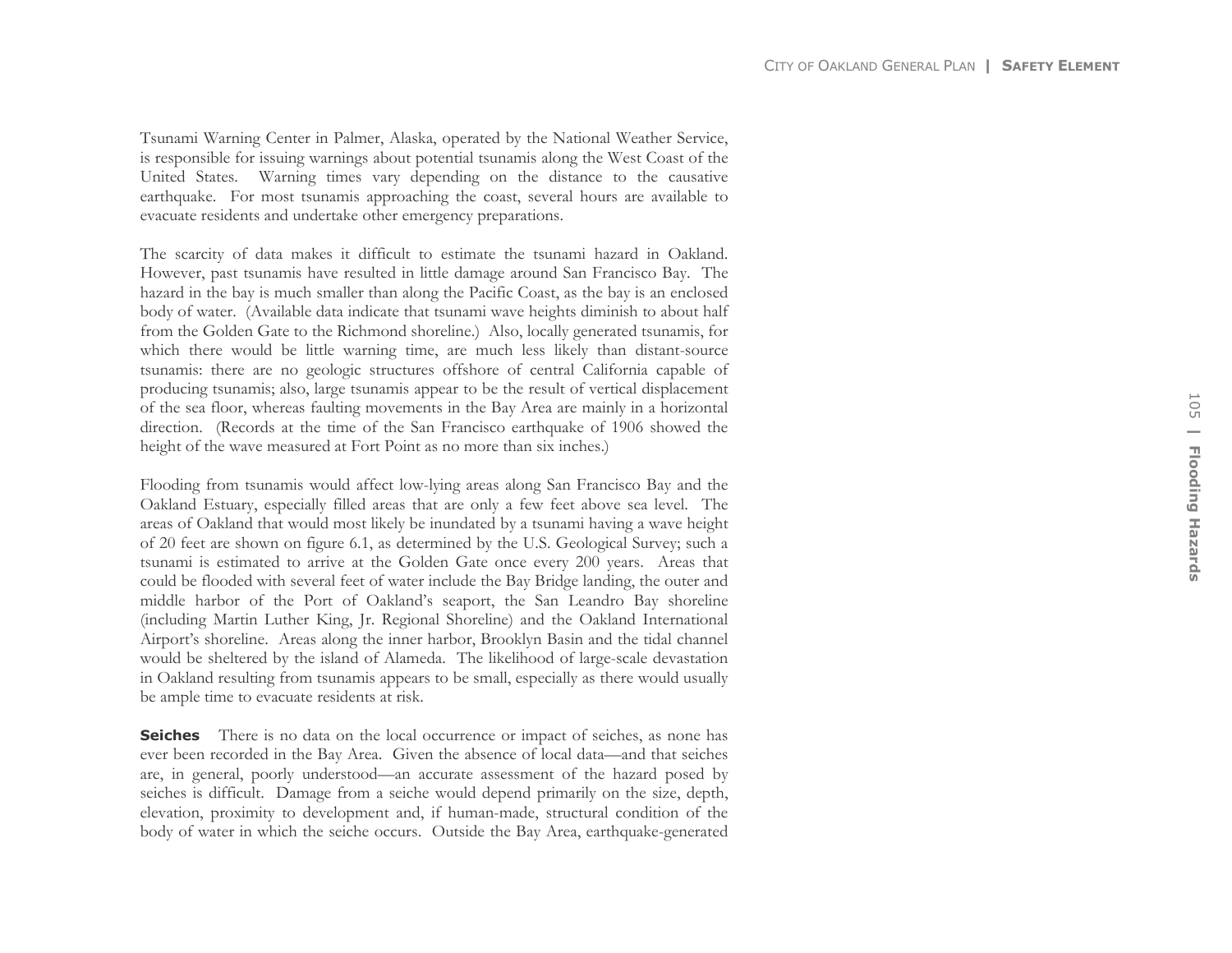Tsunami Warning Center in Palmer, Alaska, operated by the National Weather Service, is responsible for issuing warnings about potential tsunamis along the West Coast of the United States. Warning times vary depending on the distance to the causative earthquake. For most tsunamis approaching the coast, several hours are available to evacuate residents and undertake other emergency preparations.

The scarcity of data makes it difficult to estimate the tsunami hazard in Oakland. However, past tsunamis have resulted in little damage around San Francisco Bay. The hazard in the bay is much smaller than along the Pacific Coast, as the bay is an enclosed body of water. (Available data indicate that tsunami wave heights diminish to about half from the Golden Gate to the Richmond shoreline.) Also, locally generated tsunamis, for which there would be little warning time, are much less likely than distant-source tsunamis: there are no geologic structures offshore of central California capable of producing tsunamis; also, large tsunamis appear to be the result of vertical displacement of the sea floor, whereas faulting movements in the Bay Area are mainly in a horizontal direction. (Records at the time of the San Francisco earthquake of 1906 showed the height of the wave measured at Fort Point as no more than six inches.)

Flooding from tsunamis would affect low-lying areas along San Francisco Bay and the Oakland Estuary, especially filled areas that are only a few feet above sea level. The areas of Oakland that would most likely be inundated by a tsunami having a wave height of 20 feet are shown on figure 6.1, as determined by the U.S. Geological Survey; such a tsunami is estimated to arrive at the Golden Gate once every 200 years. Areas that could be flooded with several feet of water include the Bay Bridge landing, the outer and middle harbor of the Port of Oakland's seaport, the San Leandro Bay shoreline (including Martin Luther King, Jr. Regional Shoreline) and the Oakland International Airport's shoreline. Areas along the inner harbor, Brooklyn Basin and the tidal channel would be sheltered by the island of Alameda. The likelihood of large-scale devastation in Oakland resulting from tsunamis appears to be small, especially as there would usually be ample time to evacuate residents at risk.

**Seiches** There is no data on the local occurrence or impact of seiches, as none has ever been recorded in the Bay Area. Given the absence of local data—and that seiches are, in general, poorly understood—an accurate assessment of the hazard posed by seiches is difficult. Damage from a seiche would depend primarily on the size, depth, elevation, proximity to development and, if human-made, structural condition of the body of water in which the seiche occurs. Outside the Bay Area, earthquake-generated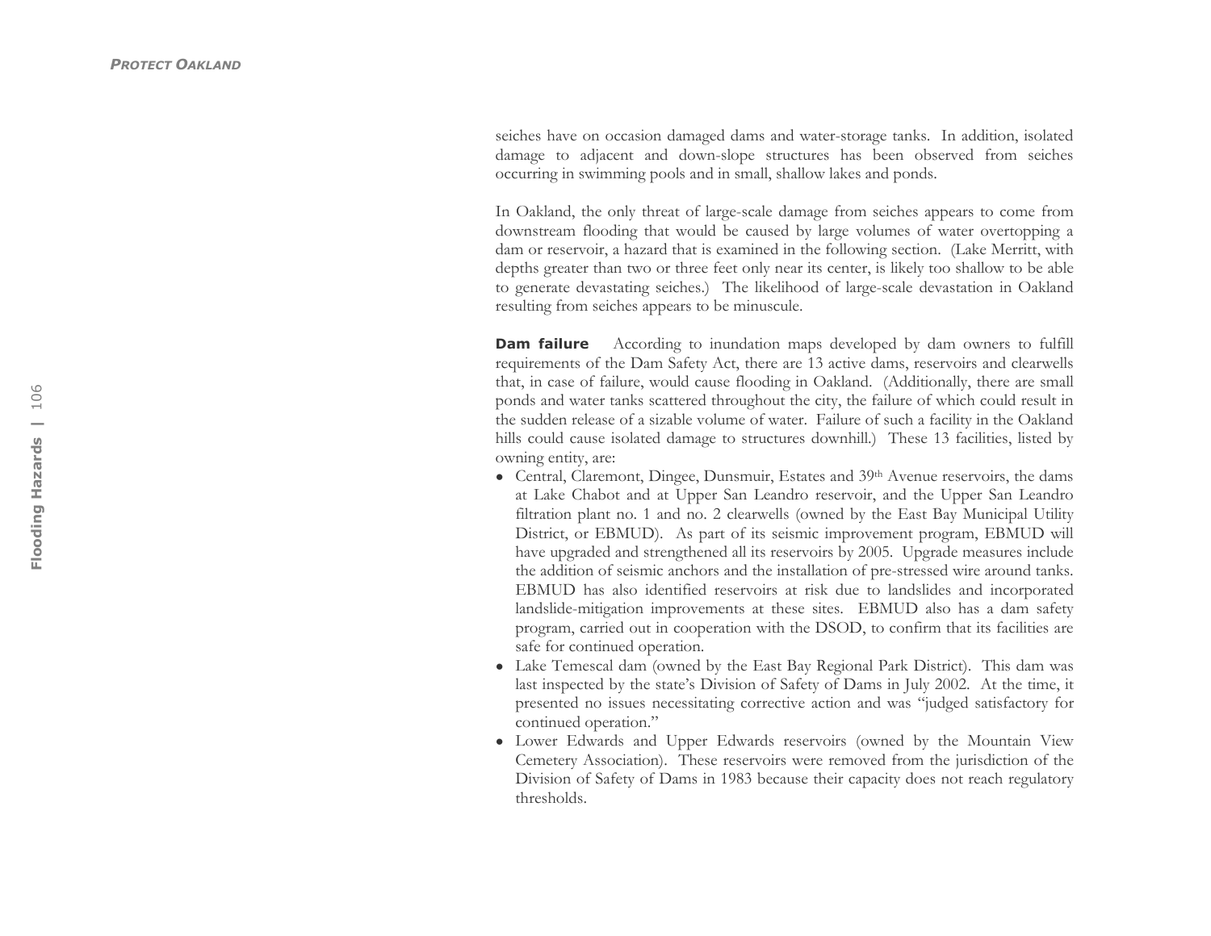seiches have on occasion damaged dams and water-storage tanks. In addition, isolated damage to adjacent and down-slope structures has been observed from seiches occurring in swimming pools and in small, shallow lakes and ponds.

In Oakland, the only threat of large-scale damage from seiches appears to come from downstream flooding that would be caused by large volumes of water overtopping a dam or reservoir, a hazard that is examined in the following section. (Lake Merritt, with depths greater than two or three feet only near its center, is likely too shallow to be able to generate devastating seiches.) The likelihood of large-scale devastation in Oakland resulting from seiches appears to be minuscule.

**Dam failure** According to inundation maps developed by dam owners to fulfill requirements of the Dam Safety Act, there are 13 active dams, reservoirs and clearwells that, in case of failure, would cause flooding in Oakland. (Additionally, there are small ponds and water tanks scattered throughout the city, the failure of which could result in the sudden release of a sizable volume of water. Failure of such a facility in the Oakland hills could cause isolated damage to structures downhill.) These 13 facilities, listed by owning entity, are:

- Central, Claremont, Dingee, Dunsmuir, Estates and 39th Avenue reservoirs, the dams at Lake Chabot and at Upper San Leandro reservoir, and the Upper San Leandro filtration plant no. 1 and no. 2 clearwells (owned by the East Bay Municipal Utility District, or EBMUD). As part of its seismic improvement program, EBMUD will have upgraded and strengthened all its reservoirs by 2005. Upgrade measures include the addition of seismic anchors and the installation of pre-stressed wire around tanks. EBMUD has also identified reservoirs at risk due to landslides and incorporated landslide-mitigation improvements at these sites. EBMUD also has a dam safety program, carried out in cooperation with the DSOD, to confirm that its facilities are safe for continued operation.
- Lake Temescal dam (owned by the East Bay Regional Park District). This dam was last inspected by the state's Division of Safety of Dams in July 2002. At the time, it presented no issues necessitating corrective action and was "judged satisfactory for continued operation."
- Lower Edwards and Upper Edwards reservoirs (owned by the Mountain View Cemetery Association). These reservoirs were removed from the jurisdiction of the Division of Safety of Dams in 1983 because their capacity does not reach regulatory thresholds.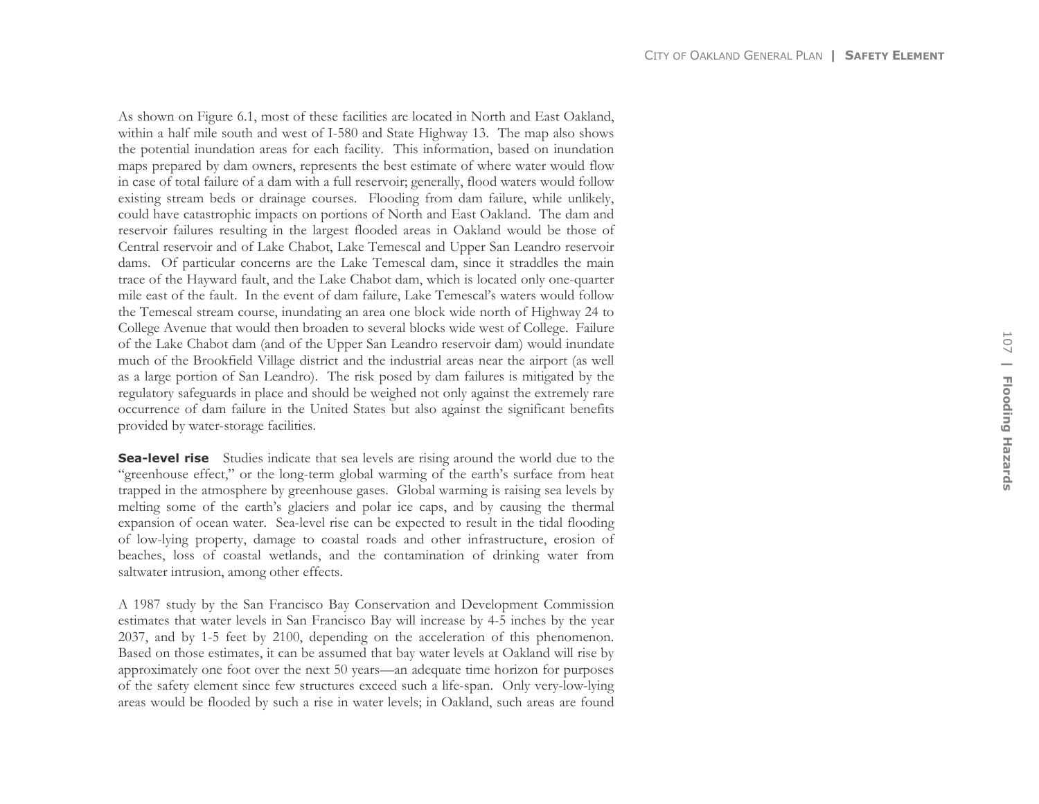As shown on Figure 6.1, most of these facilities are located in North and East Oakland, within a half mile south and west of I-580 and State Highway 13. The map also shows the potential inundation areas for each facility. This information, based on inundation maps prepared by dam owners, represents the best estimate of where water would flow in case of total failure of a dam with a full reservoir; generally, flood waters would follow existing stream beds or drainage courses. Flooding from dam failure, while unlikely, could have catastrophic impacts on portions of North and East Oakland. The dam and reservoir failures resulting in the largest flooded areas in Oakland would be those of Central reservoir and of Lake Chabot, Lake Temescal and Upper San Leandro reservoir dams. Of particular concerns are the Lake Temescal dam, since it straddles the main trace of the Hayward fault, and the Lake Chabot dam, which is located only one-quarter mile east of the fault. In the event of dam failure, Lake Temescal's waters would follow the Temescal stream course, inundating an area one block wide north of Highway 24 to College Avenue that would then broaden to several blocks wide west of College. Failure of the Lake Chabot dam (and of the Upper San Leandro reservoir dam) would inundate much of the Brookfield Village district and the industrial areas near the airport (as well as a large portion of San Leandro). The risk posed by dam failures is mitigated by the regulatory safeguards in place and should be weighed not only against the extremely rare occurrence of dam failure in the United States but also against the significant benefits provided by water-storage facilities.

**Sea-level rise** Studies indicate that sea levels are rising around the world due to the "greenhouse effect," or the long-term global warming of the earth's surface from heat trapped in the atmosphere by greenhouse gases. Global warming is raising sea levels by melting some of the earth's glaciers and polar ice caps, and by causing the thermal expansion of ocean water. Sea-level rise can be expected to result in the tidal flooding of low-lying property, damage to coastal roads and other infrastructure, erosion of beaches, loss of coastal wetlands, and the contamination of drinking water from saltwater intrusion, among other effects.

A 1987 study by the San Francisco Bay Conservation and Development Commission estimates that water levels in San Francisco Bay will increase by 4-5 inches by the year 2037, and by 1-5 feet by 2100, depending on the acceleration of this phenomenon. Based on those estimates, it can be assumed that bay water levels at Oakland will rise by approximately one foot over the next 50 years—an adequate time horizon for purposes of the safety element since few structures exceed such a life-span. Only very-low-lying areas would be flooded by such a rise in water levels; in Oakland, such areas are found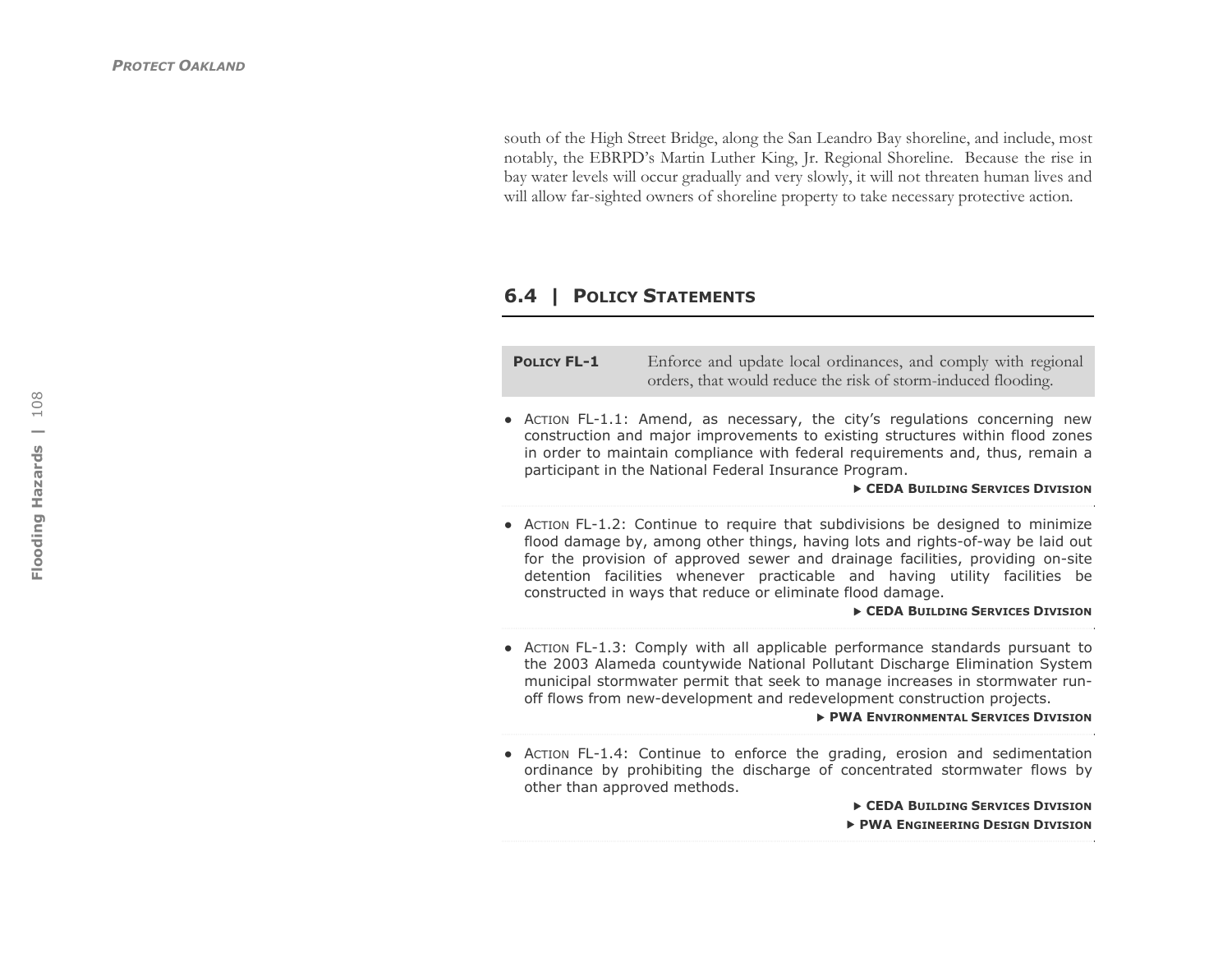south of the High Street Bridge, along the San Leandro Bay shoreline, and include, most notably, the EBRPD's Martin Luther King, Jr. Regional Shoreline. Because the rise in bay water levels will occur gradually and very slowly, it will not threaten human lives and will allow far-sighted owners of shoreline property to take necessary protective action.

## 6.4 | Policy Statements

**POLICY FL-1** Enforce and update local ordinances, and comply with regional orders, that would reduce the risk of storm-induced flooding.

- ACTION FL-1.1: Amend, as necessary, the city's regulations concerning new construction and major improvements to existing structures within flood zones in order to maintain compliance with federal requirements and, thus, remain a participant in the National Federal Insurance Program.
  
  ▶ **CEDA BUILDING SERVICES DIVISION**

- ACTION FL-1.2: Continue to require that subdivisions be designed to minimize flood damage by, among other things, having lots and rights-of-way be laid out for the provision of approved sewer and drainage facilities, providing on-site detention facilities whenever practicable and having utility facilities be constructed in ways that reduce or eliminate flood damage.
  
  ▶ **CEDA BUILDING SERVICES DIVISION**

- ACTION FL-1.3: Comply with all applicable performance standards pursuant to the 2003 Alameda countywide National Pollutant Discharge Elimination System municipal stormwater permit that seek to manage increases in stormwater run-off flows from new-development and redevelopment construction projects.
  
  ▶ **PWA ENVIRONMENTAL SERVICES DIVISION**

- ACTION FL-1.4: Continue to enforce the grading, erosion and sedimentation ordinance by prohibiting the discharge of concentrated stormwater flows by other than approved methods.
  
  ▶ **CEDA BUILDING SERVICES DIVISION**
  
  ▶ **PWA ENGINEERING DESIGN DIVISION**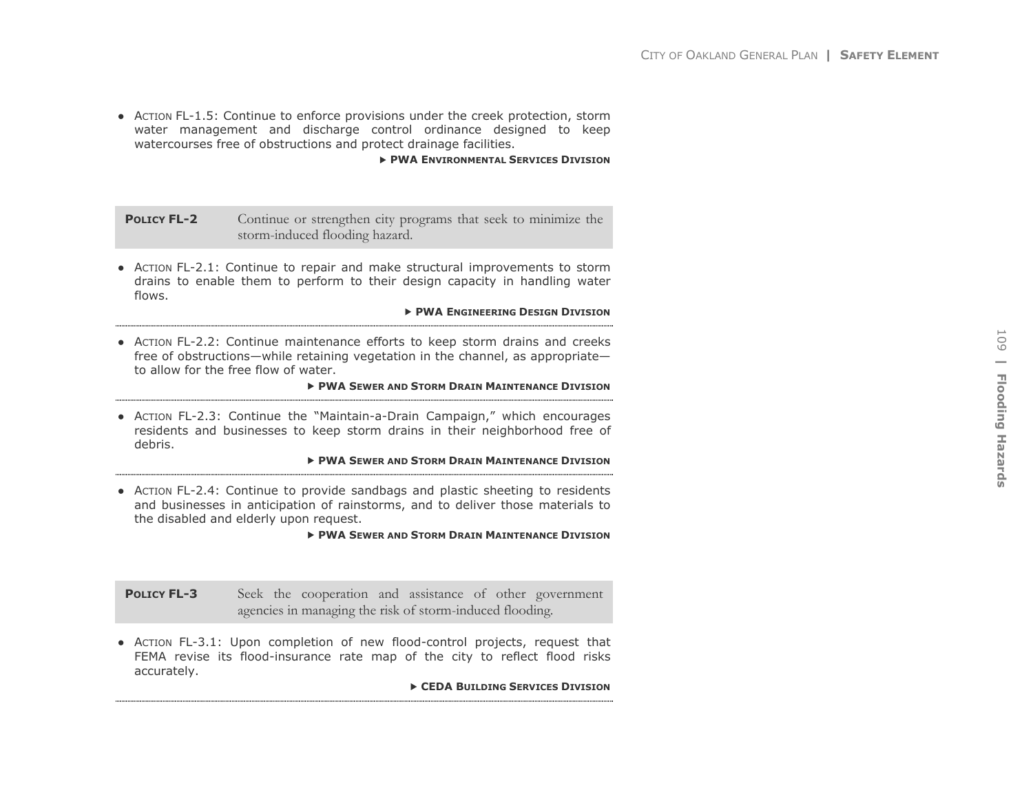- ACTION FL-1.5: Continue to enforce provisions under the creek protection, storm water management and discharge control ordinance designed to keep watercourses free of obstructions and protect drainage facilities.

  ▶ **PWA ENVIRONMENTAL SERVICES DIVISION**

| **POLICY FL-2** | Continue or strengthen city programs that seek to minimize the storm-induced flooding hazard. |
|---|---|

- ACTION FL-2.1: Continue to repair and make structural improvements to storm drains to enable them to perform to their design capacity in handling water flows.

  ▶ **PWA ENGINEERING DESIGN DIVISION**

- ACTION FL-2.2: Continue maintenance efforts to keep storm drains and creeks free of obstructions—while retaining vegetation in the channel, as appropriate—to allow for the free flow of water.

  ▶ **PWA SEWER AND STORM DRAIN MAINTENANCE DIVISION**

- ACTION FL-2.3: Continue the "Maintain-a-Drain Campaign," which encourages residents and businesses to keep storm drains in their neighborhood free of debris.

  ▶ **PWA SEWER AND STORM DRAIN MAINTENANCE DIVISION**

- ACTION FL-2.4: Continue to provide sandbags and plastic sheeting to residents and businesses in anticipation of rainstorms, and to deliver those materials to the disabled and elderly upon request.

  ▶ **PWA SEWER AND STORM DRAIN MAINTENANCE DIVISION**

| **POLICY FL-3** | Seek the cooperation and assistance of other government agencies in managing the risk of storm-induced flooding. |
|---|---|

- ACTION FL-3.1: Upon completion of new flood-control projects, request that FEMA revise its flood-insurance rate map of the city to reflect flood risks accurately.

  ▶ **CEDA BUILDING SERVICES DIVISION**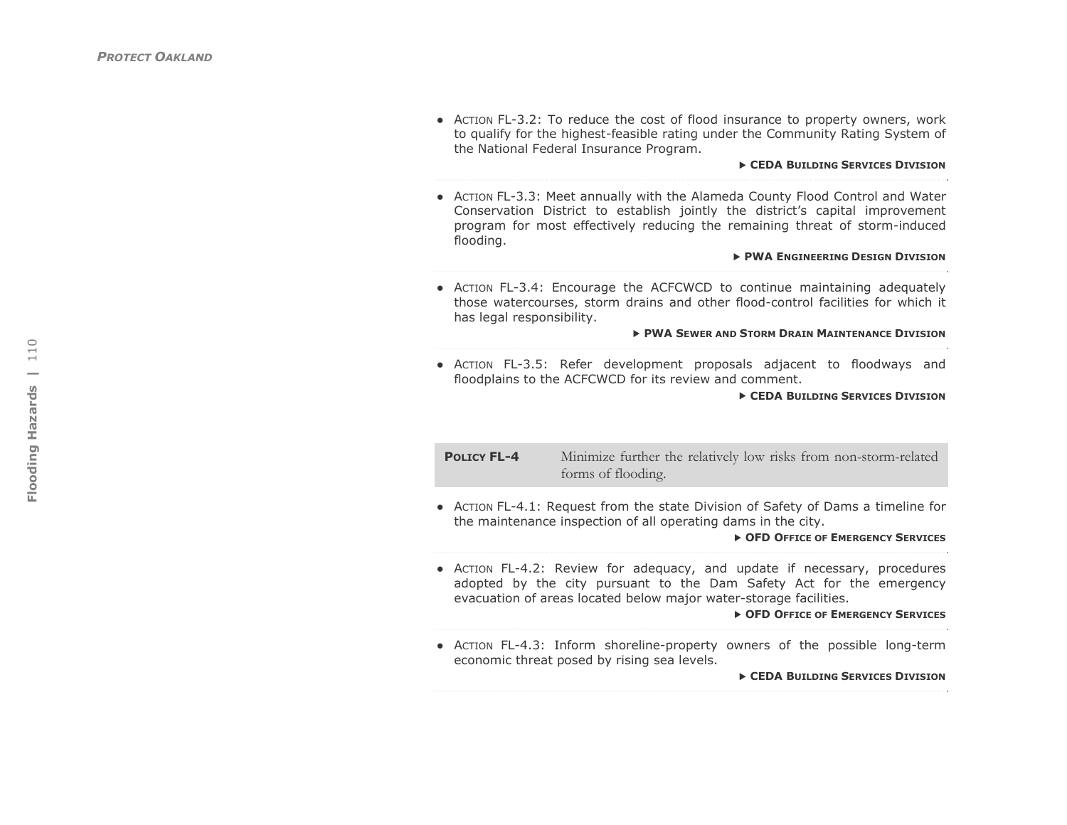- Action FL-3.2: To reduce the cost of flood insurance to property owners, work to qualify for the highest-feasible rating under the Community Rating System of the National Federal Insurance Program.

  ▶ **CEDA Building Services Division**

- Action FL-3.3: Meet annually with the Alameda County Flood Control and Water Conservation District to establish jointly the district's capital improvement program for most effectively reducing the remaining threat of storm-induced flooding.

  ▶ **PWA Engineering Design Division**

- Action FL-3.4: Encourage the ACFCWCD to continue maintaining adequately those watercourses, storm drains and other flood-control facilities for which it has legal responsibility.

  ▶ **PWA Sewer and Storm Drain Maintenance Division**

- Action FL-3.5: Refer development proposals adjacent to floodways and floodplains to the ACFCWCD for its review and comment.

  ▶ **CEDA Building Services Division**

**Policy FL-4** Minimize further the relatively low risks from non-storm-related forms of flooding.

- Action FL-4.1: Request from the state Division of Safety of Dams a timeline for the maintenance inspection of all operating dams in the city.

  ▶ **OFD Office of Emergency Services**

- Action FL-4.2: Review for adequacy, and update if necessary, procedures adopted by the city pursuant to the Dam Safety Act for the emergency evacuation of areas located below major water-storage facilities.

  ▶ **OFD Office of Emergency Services**

- Action FL-4.3: Inform shoreline-property owners of the possible long-term economic threat posed by rising sea levels.

  ▶ **CEDA Building Services Division**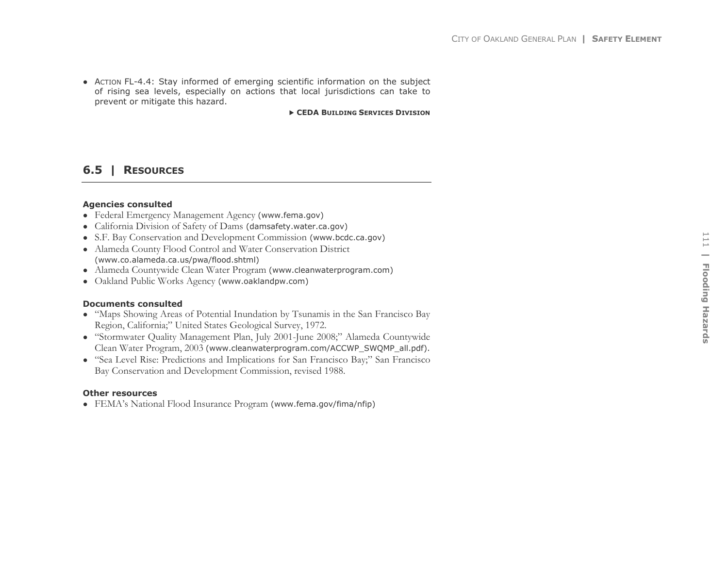- ACTION FL-4.4: Stay informed of emerging scientific information on the subject of rising sea levels, especially on actions that local jurisdictions can take to prevent or mitigate this hazard.

  ▸ **CEDA BUILDING SERVICES DIVISION**

## 6.5 | RESOURCES

**Agencies consulted**

- Federal Emergency Management Agency (www.fema.gov)
- California Division of Safety of Dams (damsafety.water.ca.gov)
- S.F. Bay Conservation and Development Commission (www.bcdc.ca.gov)
- Alameda County Flood Control and Water Conservation District (www.co.alameda.ca.us/pwa/flood.shtml)
- Alameda Countywide Clean Water Program (www.cleanwaterprogram.com)
- Oakland Public Works Agency (www.oaklandpw.com)

**Documents consulted**

- "Maps Showing Areas of Potential Inundation by Tsunamis in the San Francisco Bay Region, California;" United States Geological Survey, 1972.
- "Stormwater Quality Management Plan, July 2001-June 2008;" Alameda Countywide Clean Water Program, 2003 (www.cleanwaterprogram.com/ACCWP_SWQMP_all.pdf).
- "Sea Level Rise: Predictions and Implications for San Francisco Bay;" San Francisco Bay Conservation and Development Commission, revised 1988.

**Other resources**

- FEMA's National Flood Insurance Program (www.fema.gov/fima/nfip)